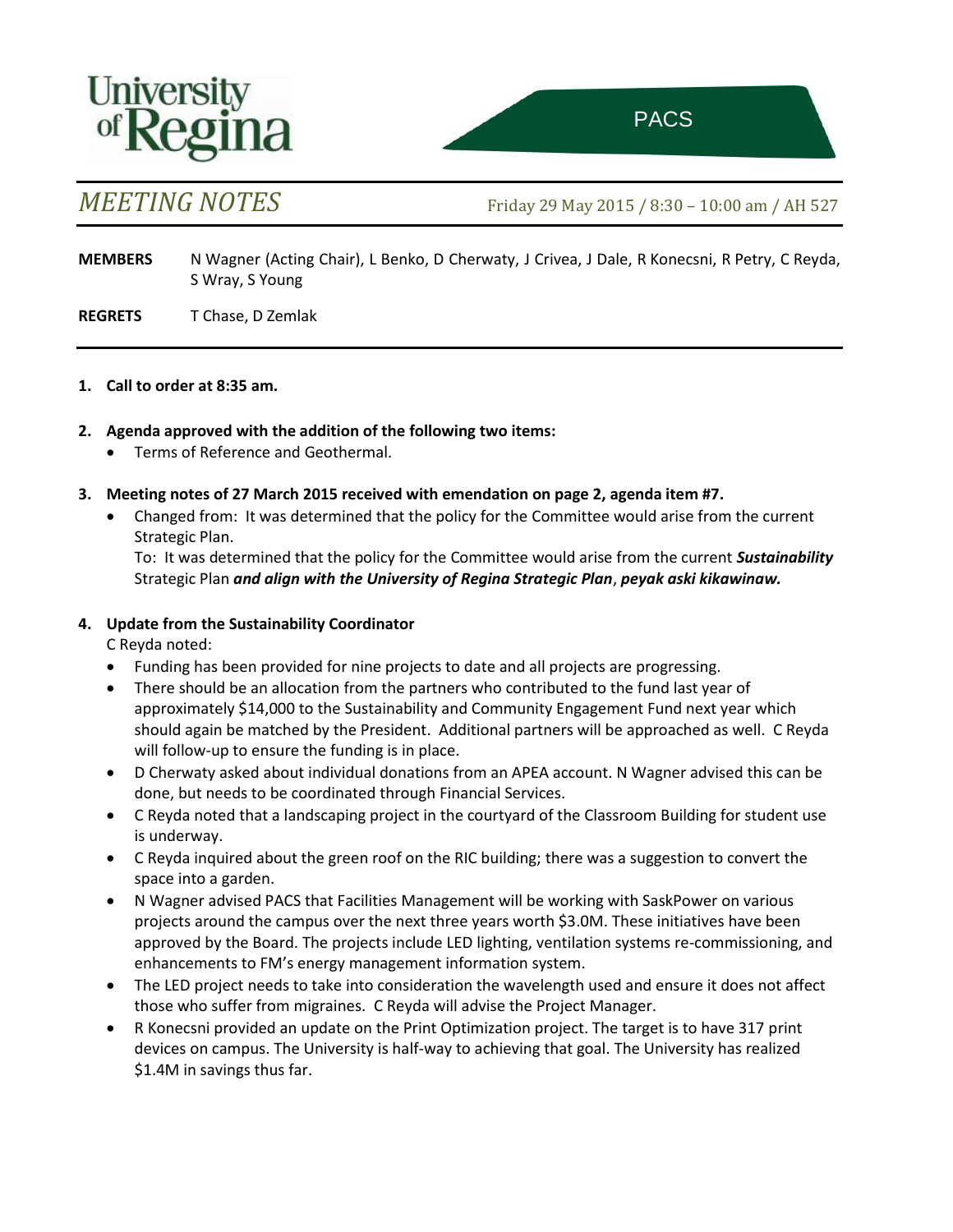University of Regina

PACS

# *MEETING NOTES*

Friday 29 May 2015 / 8:30 – 10:00 am / AH 527

**MEMBERS** N Wagner (Acting Chair), L Benko, D Cherwaty, J Crivea, J Dale, R Konecsni, R Petry, C Reyda, S Wray, S Young

**REGRETS** T Chase, D Zemlak

1. **Call to order at 8:35 am.**

2. **Agenda approved with the addition of the following two items:**
   - Terms of Reference and Geothermal.

3. **Meeting notes of 27 March 2015 received with emendation on page 2, agenda item #7.**
   - Changed from: It was determined that the policy for the Committee would arise from the current Strategic Plan.

     To: It was determined that the policy for the Committee would arise from the current ***Sustainability*** Strategic Plan ***and align with the University of Regina Strategic Plan***, ***peyak aski kikawinaw.***

4. **Update from the Sustainability Coordinator**

   C Reyda noted:
   - Funding has been provided for nine projects to date and all projects are progressing.
   - There should be an allocation from the partners who contributed to the fund last year of approximately $14,000 to the Sustainability and Community Engagement Fund next year which should again be matched by the President. Additional partners will be approached as well. C Reyda will follow-up to ensure the funding is in place.
   - D Cherwaty asked about individual donations from an APEA account. N Wagner advised this can be done, but needs to be coordinated through Financial Services.
   - C Reyda noted that a landscaping project in the courtyard of the Classroom Building for student use is underway.
   - C Reyda inquired about the green roof on the RIC building; there was a suggestion to convert the space into a garden.
   - N Wagner advised PACS that Facilities Management will be working with SaskPower on various projects around the campus over the next three years worth $3.0M. These initiatives have been approved by the Board. The projects include LED lighting, ventilation systems re-commissioning, and enhancements to FM's energy management information system.
   - The LED project needs to take into consideration the wavelength used and ensure it does not affect those who suffer from migraines. C Reyda will advise the Project Manager.
   - R Konecsni provided an update on the Print Optimization project. The target is to have 317 print devices on campus. The University is half-way to achieving that goal. The University has realized $1.4M in savings thus far.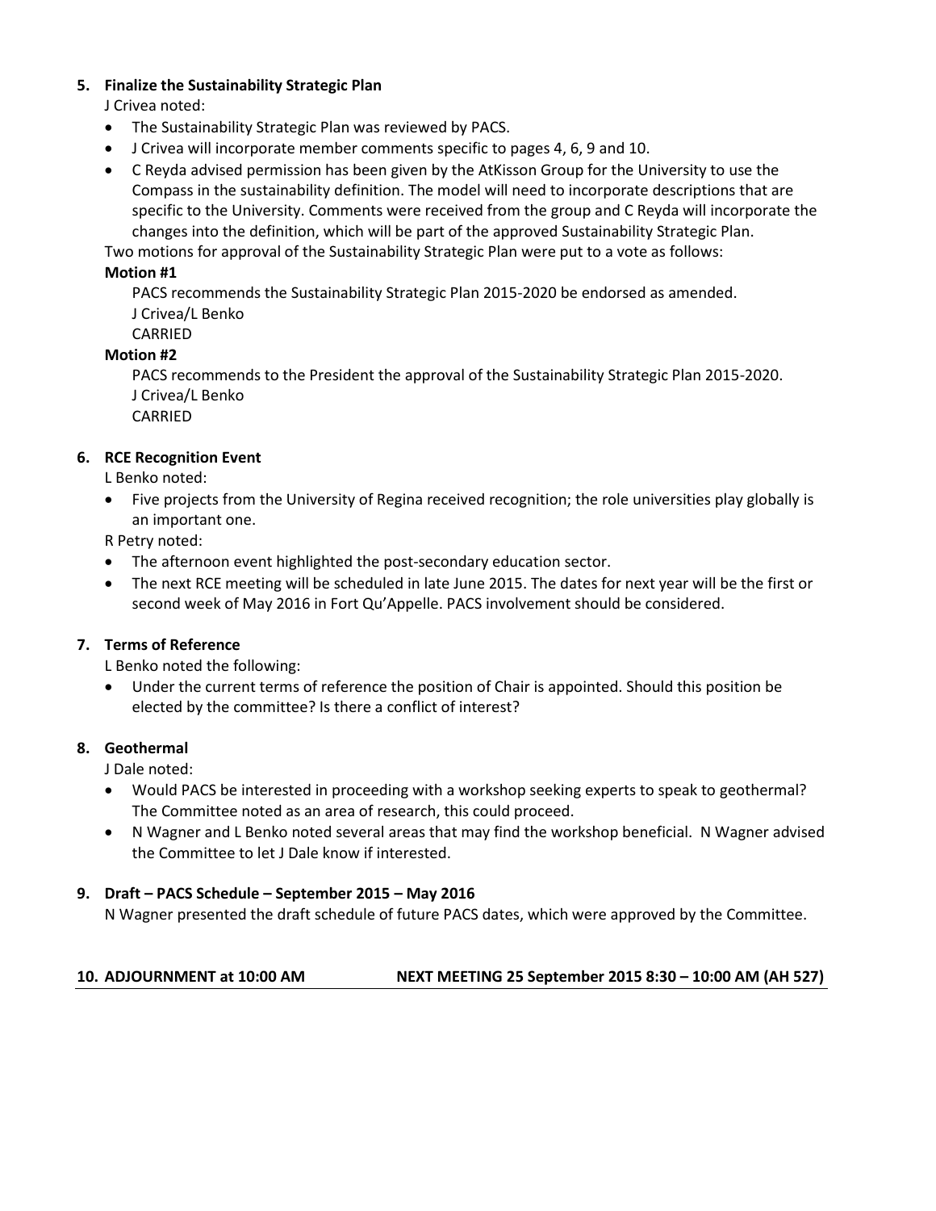5. **Finalize the Sustainability Strategic Plan**

   J Crivea noted:

   - The Sustainability Strategic Plan was reviewed by PACS.
   - J Crivea will incorporate member comments specific to pages 4, 6, 9 and 10.
   - C Reyda advised permission has been given by the AtKisson Group for the University to use the Compass in the sustainability definition. The model will need to incorporate descriptions that are specific to the University. Comments were received from the group and C Reyda will incorporate the changes into the definition, which will be part of the approved Sustainability Strategic Plan.

   Two motions for approval of the Sustainability Strategic Plan were put to a vote as follows:

   **Motion #1**

   PACS recommends the Sustainability Strategic Plan 2015-2020 be endorsed as amended.
   J Crivea/L Benko
   CARRIED

   **Motion #2**

   PACS recommends to the President the approval of the Sustainability Strategic Plan 2015-2020.
   J Crivea/L Benko
   CARRIED

6. **RCE Recognition Event**

   L Benko noted:

   - Five projects from the University of Regina received recognition; the role universities play globally is an important one.

   R Petry noted:

   - The afternoon event highlighted the post-secondary education sector.
   - The next RCE meeting will be scheduled in late June 2015. The dates for next year will be the first or second week of May 2016 in Fort Qu'Appelle. PACS involvement should be considered.

7. **Terms of Reference**

   L Benko noted the following:

   - Under the current terms of reference the position of Chair is appointed. Should this position be elected by the committee? Is there a conflict of interest?

8. **Geothermal**

   J Dale noted:

   - Would PACS be interested in proceeding with a workshop seeking experts to speak to geothermal? The Committee noted as an area of research, this could proceed.
   - N Wagner and L Benko noted several areas that may find the workshop beneficial. N Wagner advised the Committee to let J Dale know if interested.

9. **Draft – PACS Schedule – September 2015 – May 2016**

   N Wagner presented the draft schedule of future PACS dates, which were approved by the Committee.

**10. ADJOURNMENT at 10:00 AM NEXT MEETING 25 September 2015 8:30 – 10:00 AM (AH 527)**